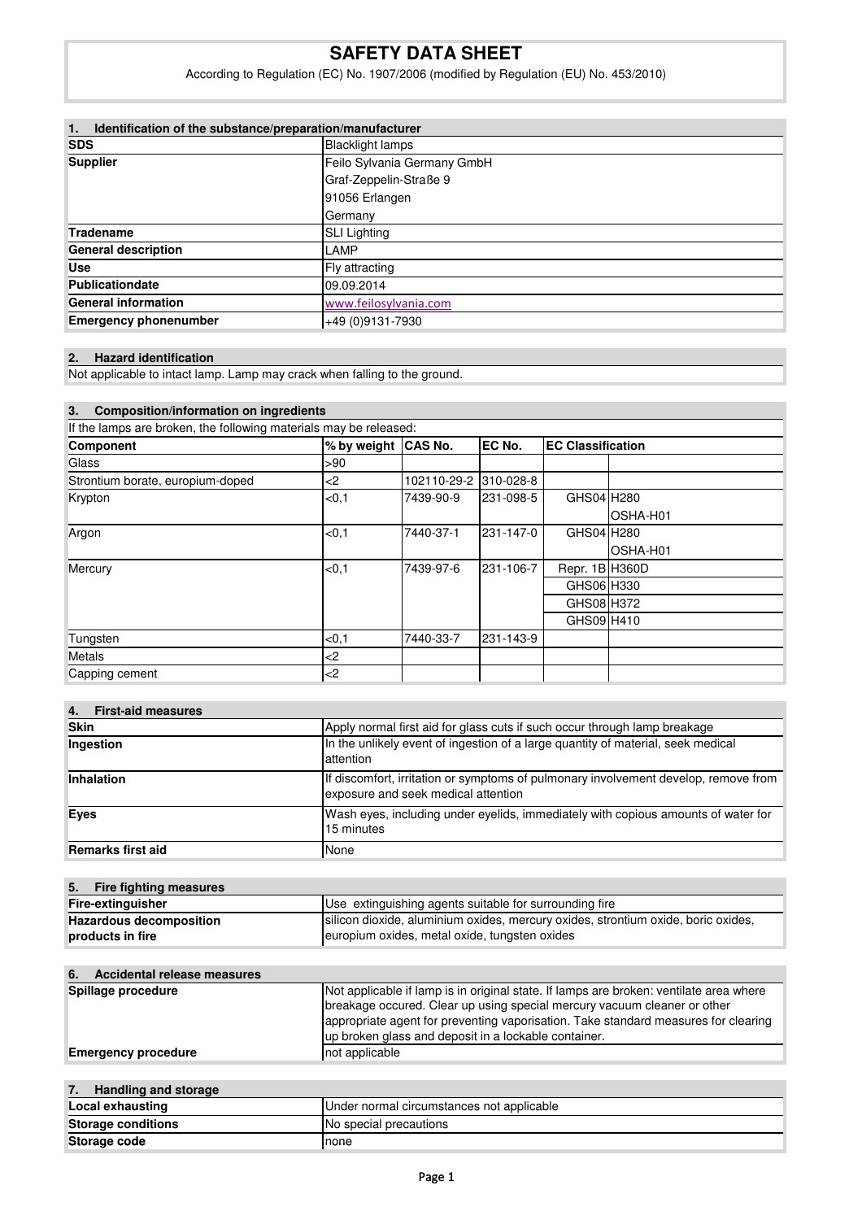# SAFETY DATA SHEET

According to Regulation (EC) No. 1907/2006 (modified by Regulation (EU) No. 453/2010)

## 1. Identification of the substance/preparation/manufacturer

| | |
|---|---|
| **SDS** | Blacklight lamps |
| **Supplier** | Feilo Sylvania Germany GmbH<br>Graf-Zeppelin-Straße 9<br>91056 Erlangen<br>Germany |
| **Tradename** | SLI Lighting |
| **General description** | LAMP |
| **Use** | Fly attracting |
| **Publicationdate** | 09.09.2014 |
| **General information** | www.feilosylvania.com |
| **Emergency phonenumber** | +49 (0)9131-7930 |

## 2. Hazard identification

Not applicable to intact lamp. Lamp may crack when falling to the ground.

## 3. Composition/information on ingredients

If the lamps are broken, the following materials may be released:

| Component | % by weight | CAS No. | EC No. | EC Classification | |
|---|---|---|---|---|---|
| Glass | >90 | | | | |
| Strontium borate, europium-doped | <2 | 102110-29-2 | 310-028-8 | | |
| Krypton | <0,1 | 7439-90-9 | 231-098-5 | GHS04 | H280 |
| | | | | | OSHA-H01 |
| Argon | <0,1 | 7440-37-1 | 231-147-0 | GHS04 | H280 |
| | | | | | OSHA-H01 |
| Mercury | <0,1 | 7439-97-6 | 231-106-7 | Repr. 1B | H360D |
| | | | | GHS06 | H330 |
| | | | | GHS08 | H372 |
| | | | | GHS09 | H410 |
| Tungsten | <0,1 | 7440-33-7 | 231-143-9 | | |
| Metals | <2 | | | | |
| Capping cement | <2 | | | | |

## 4. First-aid measures

| | |
|---|---|
| **Skin** | Apply normal first aid for glass cuts if such occur through lamp breakage |
| **Ingestion** | In the unlikely event of ingestion of a large quantity of material, seek medical attention |
| **Inhalation** | If discomfort, irritation or symptoms of pulmonary involvement develop, remove from exposure and seek medical attention |
| **Eyes** | Wash eyes, including under eyelids, immediately with copious amounts of water for 15 minutes |
| **Remarks first aid** | None |

## 5. Fire fighting measures

| | |
|---|---|
| **Fire-extinguisher** | Use extinguishing agents suitable for surrounding fire |
| **Hazardous decomposition products in fire** | silicon dioxide, aluminium oxides, mercury oxides, strontium oxide, boric oxides, europium oxides, metal oxide, tungsten oxides |

## 6. Accidental release measures

| | |
|---|---|
| **Spillage procedure** | Not applicable if lamp is in original state. If lamps are broken: ventilate area where breakage occured. Clear up using special mercury vacuum cleaner or other appropriate agent for preventing vaporisation. Take standard measures for clearing up broken glass and deposit in a lockable container. |
| **Emergency procedure** | not applicable |

## 7. Handling and storage

| | |
|---|---|
| **Local exhausting** | Under normal circumstances not applicable |
| **Storage conditions** | No special precautions |
| **Storage code** | none |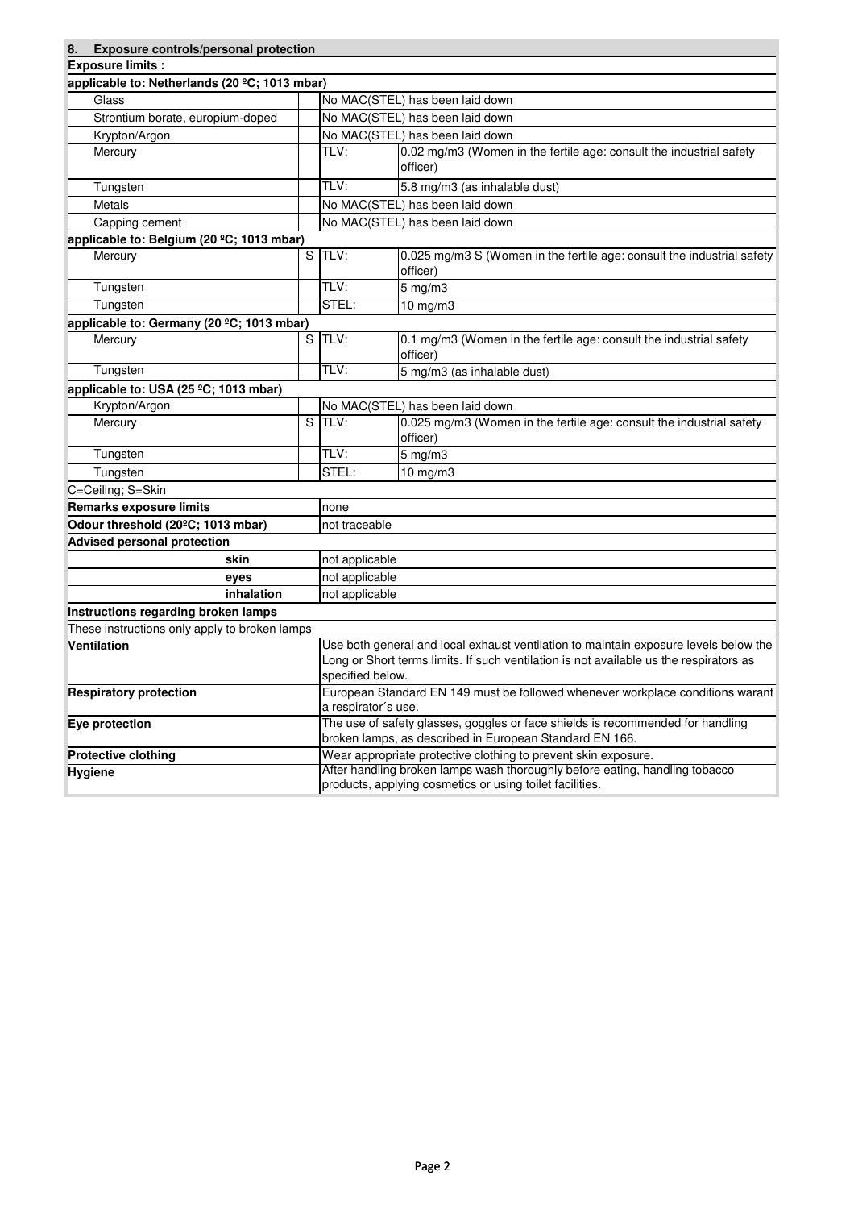## 8. Exposure controls/personal protection

**Exposure limits :**

| Substance | | | |
|---|---|---|---|
| **applicable to: Netherlands (20 ºC; 1013 mbar)** | | | |
| Glass | | No MAC(STEL) has been laid down | |
| Strontium borate, europium-doped | | No MAC(STEL) has been laid down | |
| Krypton/Argon | | No MAC(STEL) has been laid down | |
| Mercury | | TLV: | 0.02 mg/m3 (Women in the fertile age: consult the industrial safety officer) |
| Tungsten | | TLV: | 5.8 mg/m3 (as inhalable dust) |
| Metals | | No MAC(STEL) has been laid down | |
| Capping cement | | No MAC(STEL) has been laid down | |
| **applicable to: Belgium (20 ºC; 1013 mbar)** | | | |
| Mercury | S | TLV: | 0.025 mg/m3 S (Women in the fertile age: consult the industrial safety officer) |
| Tungsten | | TLV: | 5 mg/m3 |
| Tungsten | | STEL: | 10 mg/m3 |
| **applicable to: Germany (20 ºC; 1013 mbar)** | | | |
| Mercury | S | TLV: | 0.1 mg/m3 (Women in the fertile age: consult the industrial safety officer) |
| Tungsten | | TLV: | 5 mg/m3 (as inhalable dust) |
| **applicable to: USA (25 ºC; 1013 mbar)** | | | |
| Krypton/Argon | | No MAC(STEL) has been laid down | |
| Mercury | S | TLV: | 0.025 mg/m3 (Women in the fertile age: consult the industrial safety officer) |
| Tungsten | | TLV: | 5 mg/m3 |
| Tungsten | | STEL: | 10 mg/m3 |

C=Ceiling; S=Skin

| | |
|---|---|
| **Remarks exposure limits** | none |
| **Odour threshold (20ºC; 1013 mbar)** | not traceable |

**Advised personal protection**

| | |
|---|---|
| **skin** | not applicable |
| **eyes** | not applicable |
| **inhalation** | not applicable |

**Instructions regarding broken lamps**

These instructions only apply to broken lamps

| | |
|---|---|
| **Ventilation** | Use both general and local exhaust ventilation to maintain exposure levels below the Long or Short terms limits. If such ventilation is not available us the respirators as specified below. |
| **Respiratory protection** | European Standard EN 149 must be followed whenever workplace conditions warant a respirator´s use. |
| **Eye protection** | The use of safety glasses, goggles or face shields is recommended for handling broken lamps, as described in European Standard EN 166. |
| **Protective clothing** | Wear appropriate protective clothing to prevent skin exposure. |
| **Hygiene** | After handling broken lamps wash thoroughly before eating, handling tobacco products, applying cosmetics or using toilet facilities. |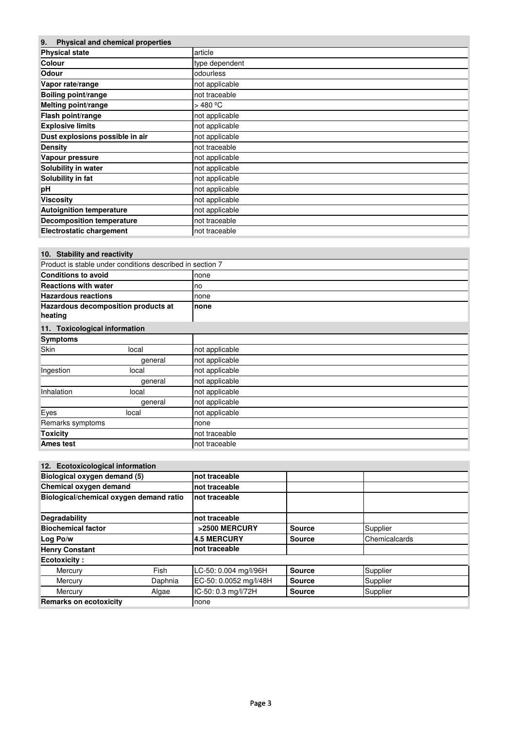## 9. Physical and chemical properties

| | |
|---|---|
| **Physical state** | article |
| **Colour** | type dependent |
| **Odour** | odourless |
| **Vapor rate/range** | not applicable |
| **Boiling point/range** | not traceable |
| **Melting point/range** | > 480 ºC |
| **Flash point/range** | not applicable |
| **Explosive limits** | not applicable |
| **Dust explosions possible in air** | not applicable |
| **Density** | not traceable |
| **Vapour pressure** | not applicable |
| **Solubility in water** | not applicable |
| **Solubility in fat** | not applicable |
| **pH** | not applicable |
| **Viscosity** | not applicable |
| **Autoignition temperature** | not applicable |
| **Decomposition temperature** | not traceable |
| **Electrostatic chargement** | not traceable |

## 10. Stability and reactivity

Product is stable under conditions described in section 7

| | |
|---|---|
| **Conditions to avoid** | none |
| **Reactions with water** | no |
| **Hazardous reactions** | none |
| **Hazardous decomposition products at heating** | **none** |

## 11. Toxicological information

| **Symptoms** | | |
|---|---|---|
| Skin | local | not applicable |
| | general | not applicable |
| Ingestion | local | not applicable |
| | general | not applicable |
| Inhalation | local | not applicable |
| | general | not applicable |
| Eyes | local | not applicable |
| Remarks symptoms | | none |
| **Toxicity** | | not traceable |
| **Ames test** | | not traceable |

## 12. Ecotoxicological information

| | | | | |
|---|---|---|---|---|
| **Biological oxygen demand (5)** | | **not traceable** | | |
| **Chemical oxygen demand** | | **not traceable** | | |
| **Biological/chemical oxygen demand ratio** | | **not traceable** | | |
| **Degradability** | | **not traceable** | | |
| **Biochemical factor** | | **>2500 MERCURY** | **Source** | Supplier |
| **Log Po/w** | | **4.5 MERCURY** | **Source** | Chemicalcards |
| **Henry Constant** | | **not traceable** | | |
| **Ecotoxicity :** | | | | |
| Mercury | Fish | LC-50: 0.004 mg/l/96H | **Source** | Supplier |
| Mercury | Daphnia | EC-50: 0.0052 mg/l/48H | **Source** | Supplier |
| Mercury | Algae | IC-50: 0.3 mg/l/72H | **Source** | Supplier |
| **Remarks on ecotoxicity** | | none | | |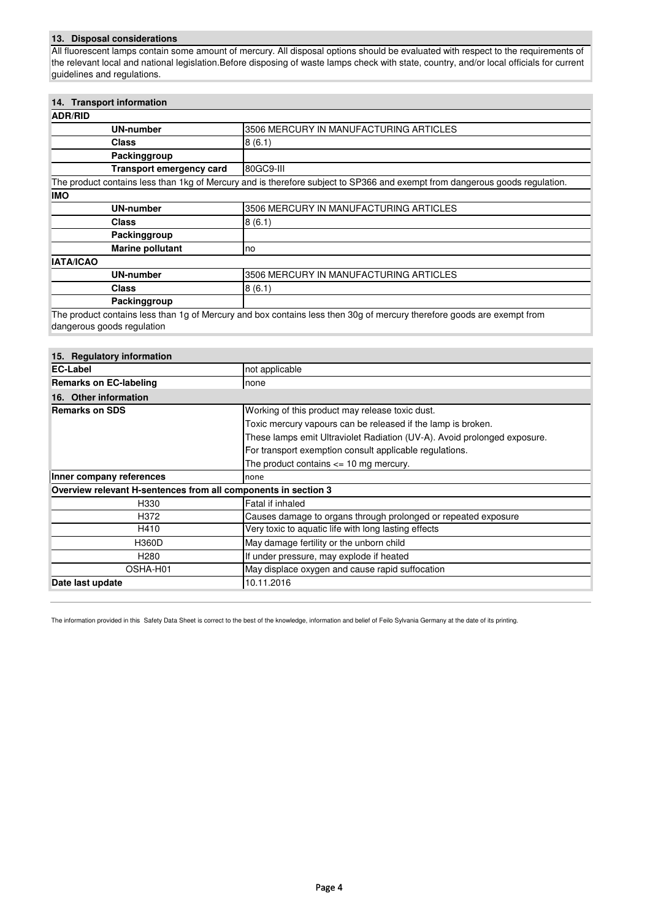## 13. Disposal considerations

All fluorescent lamps contain some amount of mercury. All disposal options should be evaluated with respect to the requirements of the relevant local and national legislation.Before disposing of waste lamps check with state, country, and/or local officials for current guidelines and regulations.

## 14. Transport information

**ADR/RID**

| | |
|---|---|
| **UN-number** | 3506 MERCURY IN MANUFACTURING ARTICLES |
| **Class** | 8 (6.1) |
| **Packinggroup** | |
| **Transport emergency card** | 80GC9-III |

The product contains less than 1kg of Mercury and is therefore subject to SP366 and exempt from dangerous goods regulation.

**IMO**

| | |
|---|---|
| **UN-number** | 3506 MERCURY IN MANUFACTURING ARTICLES |
| **Class** | 8 (6.1) |
| **Packinggroup** | |
| **Marine pollutant** | no |

**IATA/ICAO**

| | |
|---|---|
| **UN-number** | 3506 MERCURY IN MANUFACTURING ARTICLES |
| **Class** | 8 (6.1) |
| **Packinggroup** | |

The product contains less than 1g of Mercury and box contains less then 30g of mercury therefore goods are exempt from dangerous goods regulation

## 15. Regulatory information

| | |
|---|---|
| **EC-Label** | not applicable |
| **Remarks on EC-labeling** | none |

## 16. Other information

| | |
|---|---|
| **Remarks on SDS** | Working of this product may release toxic dust. |
| | Toxic mercury vapours can be released if the lamp is broken. |
| | These lamps emit Ultraviolet Radiation (UV-A). Avoid prolonged exposure. |
| | For transport exemption consult applicable regulations. |
| | The product contains <= 10 mg mercury. |
| **Inner company references** | none |

**Overview relevant H-sentences from all components in section 3**

| | |
|---|---|
| H330 | Fatal if inhaled |
| H372 | Causes damage to organs through prolonged or repeated exposure |
| H410 | Very toxic to aquatic life with long lasting effects |
| H360D | May damage fertility or the unborn child |
| H280 | If under pressure, may explode if heated |
| OSHA-H01 | May displace oxygen and cause rapid suffocation |

| | |
|---|---|
| **Date last update** | 10.11.2016 |

The information provided in this Safety Data Sheet is correct to the best of the knowledge, information and belief of Feilo Sylvania Germany at the date of its printing.